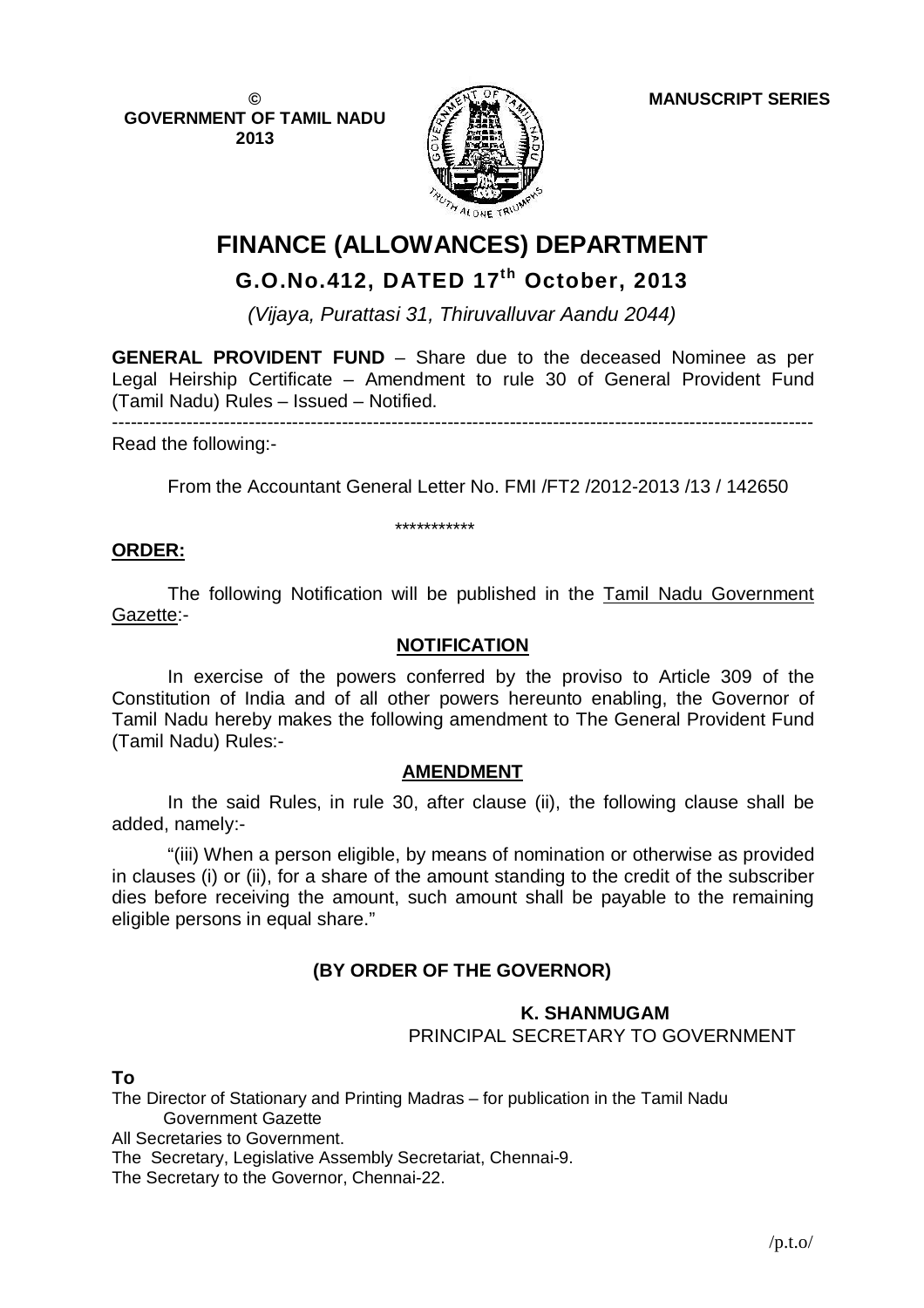© 
GOVERNMENT OF TAMIL NADU
2013

**MANUSCRIPT SERIES**

# FINANCE (ALLOWANCES) DEPARTMENT

## G.O.No.412, DATED 17th October, 2013

*(Vijaya, Purattasi 31, Thiruvalluvar Aandu 2044)*

**GENERAL PROVIDENT FUND** – Share due to the deceased Nominee as per Legal Heirship Certificate – Amendment to rule 30 of General Provident Fund (Tamil Nadu) Rules – Issued – Notified.

---

Read the following:-

From the Accountant General Letter No. FMI /FT2 /2012-2013 /13 / 142650

\*\*\*\*\*\*\*\*\*\*\*

**ORDER:**

The following Notification will be published in the Tamil Nadu Government Gazette:-

### NOTIFICATION

In exercise of the powers conferred by the proviso to Article 309 of the Constitution of India and of all other powers hereunto enabling, the Governor of Tamil Nadu hereby makes the following amendment to The General Provident Fund (Tamil Nadu) Rules:-

### AMENDMENT

In the said Rules, in rule 30, after clause (ii), the following clause shall be added, namely:-

"(iii) When a person eligible, by means of nomination or otherwise as provided in clauses (i) or (ii), for a share of the amount standing to the credit of the subscriber dies before receiving the amount, such amount shall be payable to the remaining eligible persons in equal share."

**(BY ORDER OF THE GOVERNOR)**

**K. SHANMUGAM**
PRINCIPAL SECRETARY TO GOVERNMENT

**To**

The Director of Stationary and Printing Madras – for publication in the Tamil Nadu Government Gazette
All Secretaries to Government.
The Secretary, Legislative Assembly Secretariat, Chennai-9.
The Secretary to the Governor, Chennai-22.

/p.t.o/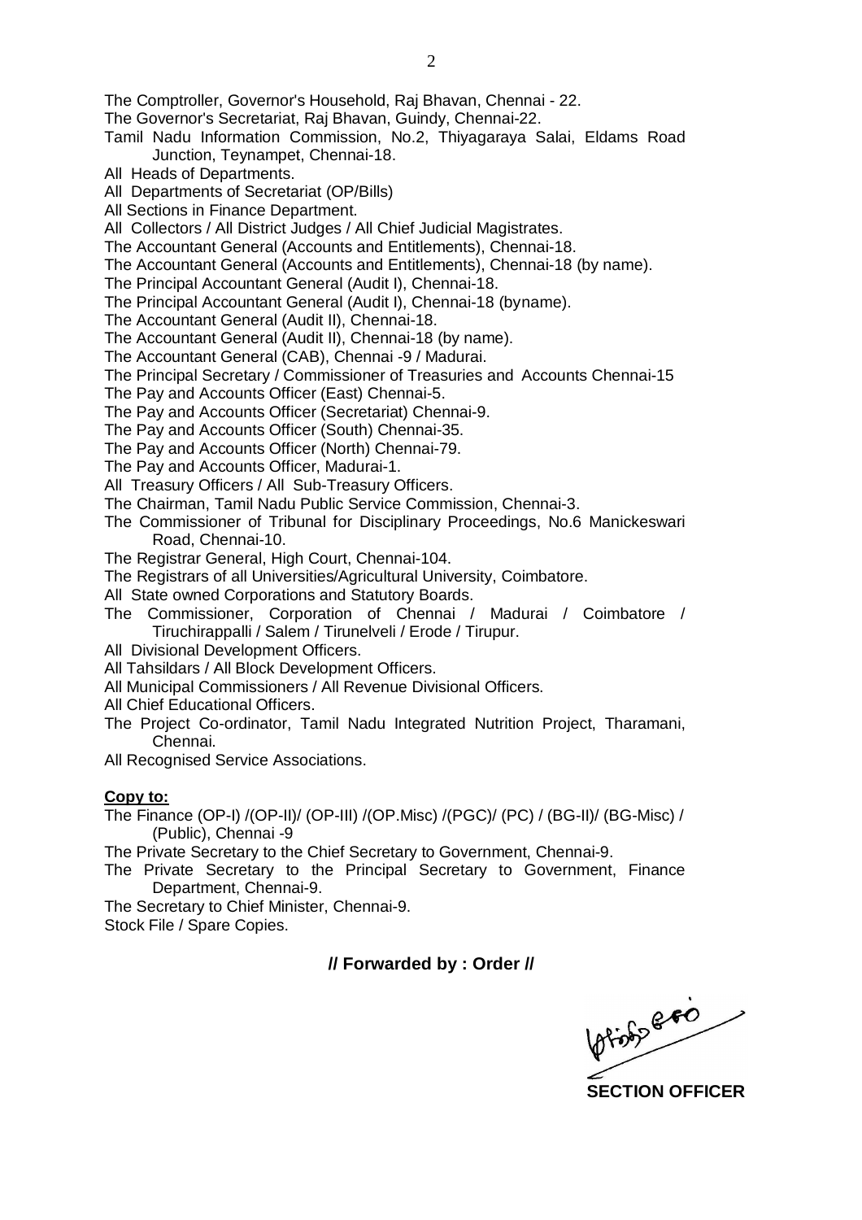The Comptroller, Governor's Household, Raj Bhavan, Chennai - 22.
The Governor's Secretariat, Raj Bhavan, Guindy, Chennai-22.
Tamil Nadu Information Commission, No.2, Thiyagaraya Salai, Eldams Road Junction, Teynampet, Chennai-18.
All Heads of Departments.
All Departments of Secretariat (OP/Bills)
All Sections in Finance Department.
All Collectors / All District Judges / All Chief Judicial Magistrates.
The Accountant General (Accounts and Entitlements), Chennai-18.
The Accountant General (Accounts and Entitlements), Chennai-18 (by name).
The Principal Accountant General (Audit I), Chennai-18.
The Principal Accountant General (Audit I), Chennai-18 (byname).
The Accountant General (Audit II), Chennai-18.
The Accountant General (Audit II), Chennai-18 (by name).
The Accountant General (CAB), Chennai -9 / Madurai.
The Principal Secretary / Commissioner of Treasuries and Accounts Chennai-15
The Pay and Accounts Officer (East) Chennai-5.
The Pay and Accounts Officer (Secretariat) Chennai-9.
The Pay and Accounts Officer (South) Chennai-35.
The Pay and Accounts Officer (North) Chennai-79.
The Pay and Accounts Officer, Madurai-1.
All Treasury Officers / All Sub-Treasury Officers.
The Chairman, Tamil Nadu Public Service Commission, Chennai-3.
The Commissioner of Tribunal for Disciplinary Proceedings, No.6 Manickeswari Road, Chennai-10.
The Registrar General, High Court, Chennai-104.
The Registrars of all Universities/Agricultural University, Coimbatore.
All State owned Corporations and Statutory Boards.
The Commissioner, Corporation of Chennai / Madurai / Coimbatore / Tiruchirappalli / Salem / Tirunelveli / Erode / Tirupur.
All Divisional Development Officers.
All Tahsildars / All Block Development Officers.
All Municipal Commissioners / All Revenue Divisional Officers.
All Chief Educational Officers.
The Project Co-ordinator, Tamil Nadu Integrated Nutrition Project, Tharamani, Chennai.
All Recognised Service Associations.

**Copy to:**

The Finance (OP-I) /(OP-II)/ (OP-III) /(OP.Misc) /(PGC)/ (PC) / (BG-II)/ (BG-Misc) / (Public), Chennai -9
The Private Secretary to the Chief Secretary to Government, Chennai-9.
The Private Secretary to the Principal Secretary to Government, Finance Department, Chennai-9.
The Secretary to Chief Minister, Chennai-9.
Stock File / Spare Copies.

**// Forwarded by : Order //**

**SECTION OFFICER**